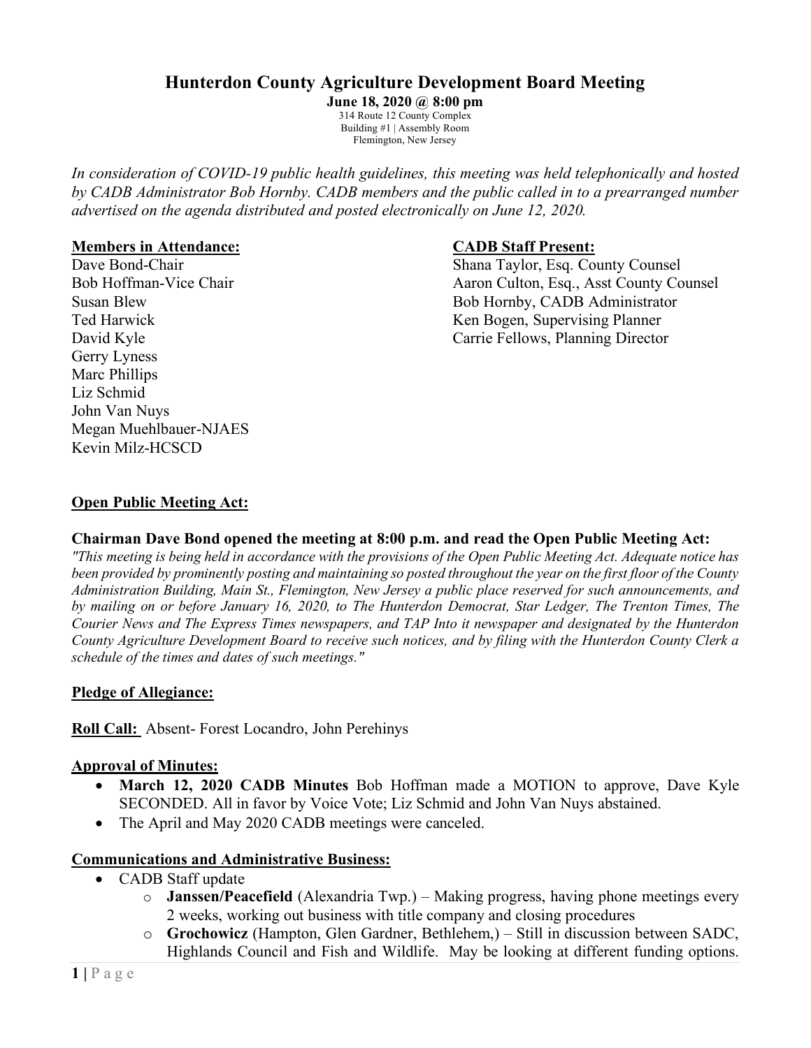# Hunterdon County Agriculture Development Board Meeting

**June 18, 2020 @ 8:00 pm**
314 Route 12 County Complex
Building #1 | Assembly Room
Flemington, New Jersey

*In consideration of COVID-19 public health guidelines, this meeting was held telephonically and hosted by CADB Administrator Bob Hornby. CADB members and the public called in to a prearranged number advertised on the agenda distributed and posted electronically on June 12, 2020.*

**Members in Attendance:**

Dave Bond-Chair
Bob Hoffman-Vice Chair
Susan Blew
Ted Harwick
David Kyle
Gerry Lyness
Marc Phillips
Liz Schmid
John Van Nuys
Megan Muehlbauer-NJAES
Kevin Milz-HCSCD

**CADB Staff Present:**

Shana Taylor, Esq. County Counsel
Aaron Culton, Esq., Asst County Counsel
Bob Hornby, CADB Administrator
Ken Bogen, Supervising Planner
Carrie Fellows, Planning Director

**Open Public Meeting Act:**

**Chairman Dave Bond opened the meeting at 8:00 p.m. and read the Open Public Meeting Act:**

*"This meeting is being held in accordance with the provisions of the Open Public Meeting Act. Adequate notice has been provided by prominently posting and maintaining so posted throughout the year on the first floor of the County Administration Building, Main St., Flemington, New Jersey a public place reserved for such announcements, and by mailing on or before January 16, 2020, to The Hunterdon Democrat, Star Ledger, The Trenton Times, The Courier News and The Express Times newspapers, and TAP Into it newspaper and designated by the Hunterdon County Agriculture Development Board to receive such notices, and by filing with the Hunterdon County Clerk a schedule of the times and dates of such meetings."*

**Pledge of Allegiance:**

**Roll Call:** Absent- Forest Locandro, John Perehinys

**Approval of Minutes:**

- **March 12, 2020 CADB Minutes** Bob Hoffman made a MOTION to approve, Dave Kyle SECONDED. All in favor by Voice Vote; Liz Schmid and John Van Nuys abstained.
- The April and May 2020 CADB meetings were canceled.

**Communications and Administrative Business:**

- CADB Staff update
  - **Janssen/Peacefield** (Alexandria Twp.) – Making progress, having phone meetings every 2 weeks, working out business with title company and closing procedures
  - **Grochowicz** (Hampton, Glen Gardner, Bethlehem,) – Still in discussion between SADC, Highlands Council and Fish and Wildlife. May be looking at different funding options.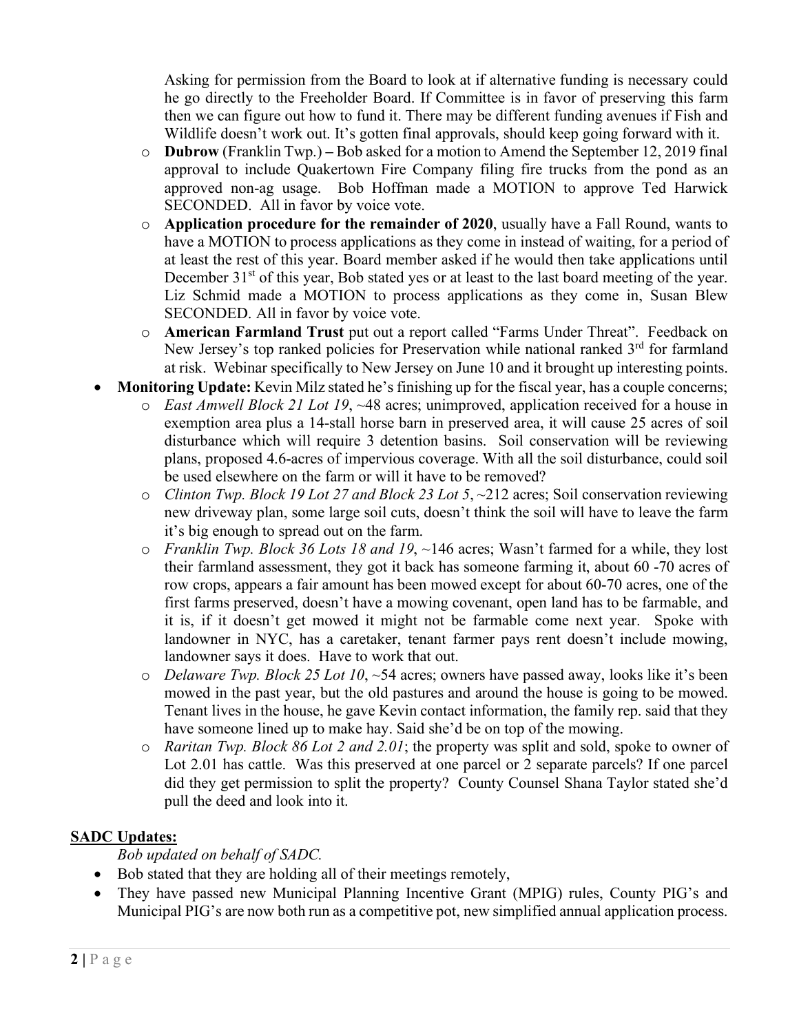Asking for permission from the Board to look at if alternative funding is necessary could he go directly to the Freeholder Board. If Committee is in favor of preserving this farm then we can figure out how to fund it. There may be different funding avenues if Fish and Wildlife doesn't work out. It's gotten final approvals, should keep going forward with it.

  - **Dubrow** (Franklin Twp.) **–** Bob asked for a motion to Amend the September 12, 2019 final approval to include Quakertown Fire Company filing fire trucks from the pond as an approved non-ag usage. Bob Hoffman made a MOTION to approve Ted Harwick SECONDED. All in favor by voice vote.
  - **Application procedure for the remainder of 2020**, usually have a Fall Round, wants to have a MOTION to process applications as they come in instead of waiting, for a period of at least the rest of this year. Board member asked if he would then take applications until December 31st of this year, Bob stated yes or at least to the last board meeting of the year. Liz Schmid made a MOTION to process applications as they come in, Susan Blew SECONDED. All in favor by voice vote.
  - **American Farmland Trust** put out a report called "Farms Under Threat". Feedback on New Jersey's top ranked policies for Preservation while national ranked 3rd for farmland at risk. Webinar specifically to New Jersey on June 10 and it brought up interesting points.

- **Monitoring Update:** Kevin Milz stated he's finishing up for the fiscal year, has a couple concerns;
  - *East Amwell Block 21 Lot 19*, ~48 acres; unimproved, application received for a house in exemption area plus a 14-stall horse barn in preserved area, it will cause 25 acres of soil disturbance which will require 3 detention basins. Soil conservation will be reviewing plans, proposed 4.6-acres of impervious coverage. With all the soil disturbance, could soil be used elsewhere on the farm or will it have to be removed?
  - *Clinton Twp. Block 19 Lot 27 and Block 23 Lot 5*, ~212 acres; Soil conservation reviewing new driveway plan, some large soil cuts, doesn't think the soil will have to leave the farm it's big enough to spread out on the farm.
  - *Franklin Twp. Block 36 Lots 18 and 19*, ~146 acres; Wasn't farmed for a while, they lost their farmland assessment, they got it back has someone farming it, about 60 -70 acres of row crops, appears a fair amount has been mowed except for about 60-70 acres, one of the first farms preserved, doesn't have a mowing covenant, open land has to be farmable, and it is, if it doesn't get mowed it might not be farmable come next year. Spoke with landowner in NYC, has a caretaker, tenant farmer pays rent doesn't include mowing, landowner says it does. Have to work that out.
  - *Delaware Twp. Block 25 Lot 10*, ~54 acres; owners have passed away, looks like it's been mowed in the past year, but the old pastures and around the house is going to be mowed. Tenant lives in the house, he gave Kevin contact information, the family rep. said that they have someone lined up to make hay. Said she'd be on top of the mowing.
  - *Raritan Twp. Block 86 Lot 2 and 2.01*; the property was split and sold, spoke to owner of Lot 2.01 has cattle. Was this preserved at one parcel or 2 separate parcels? If one parcel did they get permission to split the property? County Counsel Shana Taylor stated she'd pull the deed and look into it.

## SADC Updates:

*Bob updated on behalf of SADC.*

- Bob stated that they are holding all of their meetings remotely,
- They have passed new Municipal Planning Incentive Grant (MPIG) rules, County PIG's and Municipal PIG's are now both run as a competitive pot, new simplified annual application process.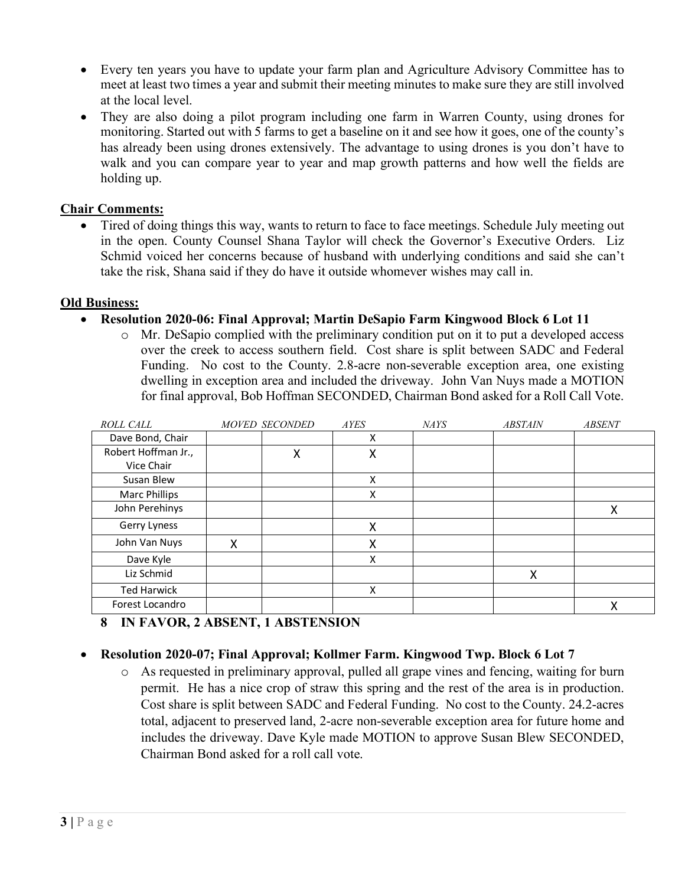- Every ten years you have to update your farm plan and Agriculture Advisory Committee has to meet at least two times a year and submit their meeting minutes to make sure they are still involved at the local level.
- They are also doing a pilot program including one farm in Warren County, using drones for monitoring. Started out with 5 farms to get a baseline on it and see how it goes, one of the county's has already been using drones extensively. The advantage to using drones is you don't have to walk and you can compare year to year and map growth patterns and how well the fields are holding up.

**Chair Comments:**

- Tired of doing things this way, wants to return to face to face meetings. Schedule July meeting out in the open. County Counsel Shana Taylor will check the Governor's Executive Orders. Liz Schmid voiced her concerns because of husband with underlying conditions and said she can't take the risk, Shana said if they do have it outside whomever wishes may call in.

**Old Business:**

- **Resolution 2020-06: Final Approval; Martin DeSapio Farm Kingwood Block 6 Lot 11**
  - Mr. DeSapio complied with the preliminary condition put on it to put a developed access over the creek to access southern field. Cost share is split between SADC and Federal Funding. No cost to the County. 2.8-acre non-severable exception area, one existing dwelling in exception area and included the driveway. John Van Nuys made a MOTION for final approval, Bob Hoffman SECONDED, Chairman Bond asked for a Roll Call Vote.

| *ROLL CALL* | *MOVED* | *SECONDED* | *AYES* | *NAYS* | *ABSTAIN* | *ABSENT* |
|---|---|---|---|---|---|---|
| Dave Bond, Chair | | | X | | | |
| Robert Hoffman Jr., Vice Chair | | X | X | | | |
| Susan Blew | | | X | | | |
| Marc Phillips | | | X | | | |
| John Perehinys | | | | | | X |
| Gerry Lyness | | | X | | | |
| John Van Nuys | X | | X | | | |
| Dave Kyle | | | X | | | |
| Liz Schmid | | | | | X | |
| Ted Harwick | | | X | | | |
| Forest Locandro | | | | | | X |

**8 IN FAVOR, 2 ABSENT, 1 ABSTENSION**

- **Resolution 2020-07; Final Approval; Kollmer Farm. Kingwood Twp. Block 6 Lot 7**
  - As requested in preliminary approval, pulled all grape vines and fencing, waiting for burn permit. He has a nice crop of straw this spring and the rest of the area is in production. Cost share is split between SADC and Federal Funding. No cost to the County. 24.2-acres total, adjacent to preserved land, 2-acre non-severable exception area for future home and includes the driveway. Dave Kyle made MOTION to approve Susan Blew SECONDED, Chairman Bond asked for a roll call vote.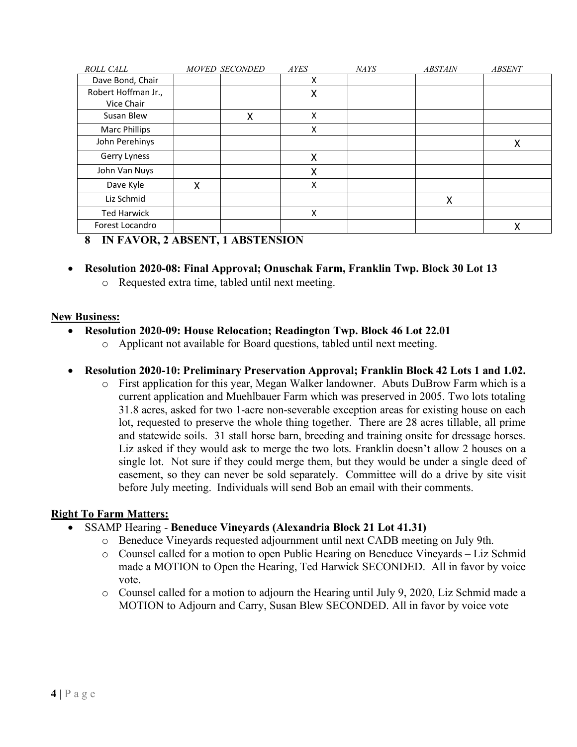| *ROLL CALL* | *MOVED* | *SECONDED* | *AYES* | *NAYS* | *ABSTAIN* | *ABSENT* |
|---|---|---|---|---|---|---|
| Dave Bond, Chair | | | X | | | |
| Robert Hoffman Jr., Vice Chair | | | X | | | |
| Susan Blew | | X | X | | | |
| Marc Phillips | | | X | | | |
| John Perehinys | | | | | | X |
| Gerry Lyness | | | X | | | |
| John Van Nuys | | | X | | | |
| Dave Kyle | X | | X | | | |
| Liz Schmid | | | | | X | |
| Ted Harwick | | | X | | | |
| Forest Locandro | | | | | | X |

**8 IN FAVOR, 2 ABSENT, 1 ABSTENSION**

- **Resolution 2020-08: Final Approval; Onuschak Farm, Franklin Twp. Block 30 Lot 13**
  - Requested extra time, tabled until next meeting.

**New Business:**

- **Resolution 2020-09: House Relocation; Readington Twp. Block 46 Lot 22.01**
  - Applicant not available for Board questions, tabled until next meeting.

- **Resolution 2020-10: Preliminary Preservation Approval; Franklin Block 42 Lots 1 and 1.02.**
  - First application for this year, Megan Walker landowner. Abuts DuBrow Farm which is a current application and Muehlbauer Farm which was preserved in 2005. Two lots totaling 31.8 acres, asked for two 1-acre non-severable exception areas for existing house on each lot, requested to preserve the whole thing together. There are 28 acres tillable, all prime and statewide soils. 31 stall horse barn, breeding and training onsite for dressage horses. Liz asked if they would ask to merge the two lots. Franklin doesn't allow 2 houses on a single lot. Not sure if they could merge them, but they would be under a single deed of easement, so they can never be sold separately. Committee will do a drive by site visit before July meeting. Individuals will send Bob an email with their comments.

**Right To Farm Matters:**

- SSAMP Hearing - **Beneduce Vineyards (Alexandria Block 21 Lot 41.31)**
  - Beneduce Vineyards requested adjournment until next CADB meeting on July 9th.
  - Counsel called for a motion to open Public Hearing on Beneduce Vineyards – Liz Schmid made a MOTION to Open the Hearing, Ted Harwick SECONDED. All in favor by voice vote.
  - Counsel called for a motion to adjourn the Hearing until July 9, 2020, Liz Schmid made a MOTION to Adjourn and Carry, Susan Blew SECONDED. All in favor by voice vote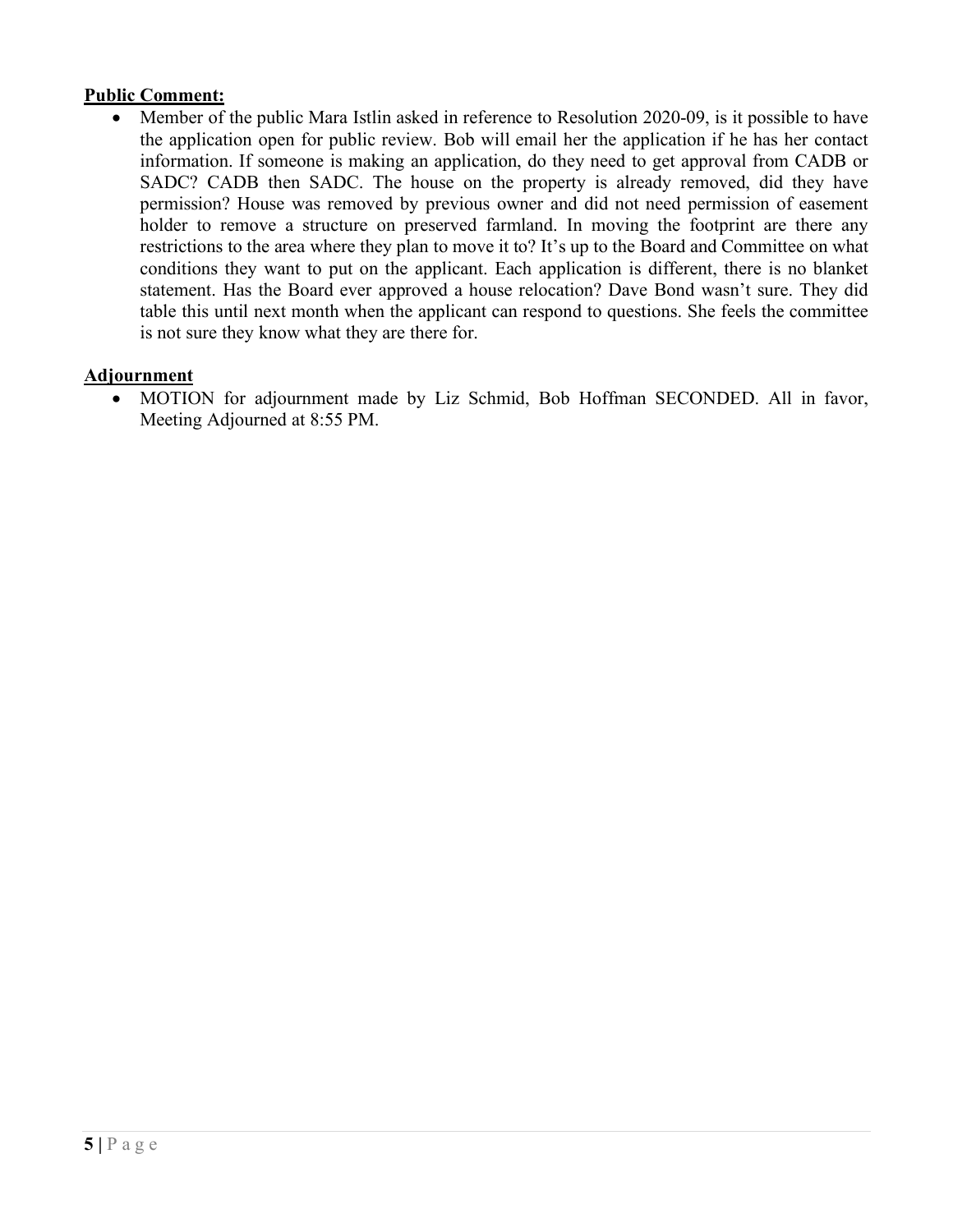**Public Comment:**

- Member of the public Mara Istlin asked in reference to Resolution 2020-09, is it possible to have the application open for public review. Bob will email her the application if he has her contact information. If someone is making an application, do they need to get approval from CADB or SADC? CADB then SADC. The house on the property is already removed, did they have permission? House was removed by previous owner and did not need permission of easement holder to remove a structure on preserved farmland. In moving the footprint are there any restrictions to the area where they plan to move it to? It's up to the Board and Committee on what conditions they want to put on the applicant. Each application is different, there is no blanket statement. Has the Board ever approved a house relocation? Dave Bond wasn't sure. They did table this until next month when the applicant can respond to questions. She feels the committee is not sure they know what they are there for.

**Adjournment**

- MOTION for adjournment made by Liz Schmid, Bob Hoffman SECONDED. All in favor, Meeting Adjourned at 8:55 PM.